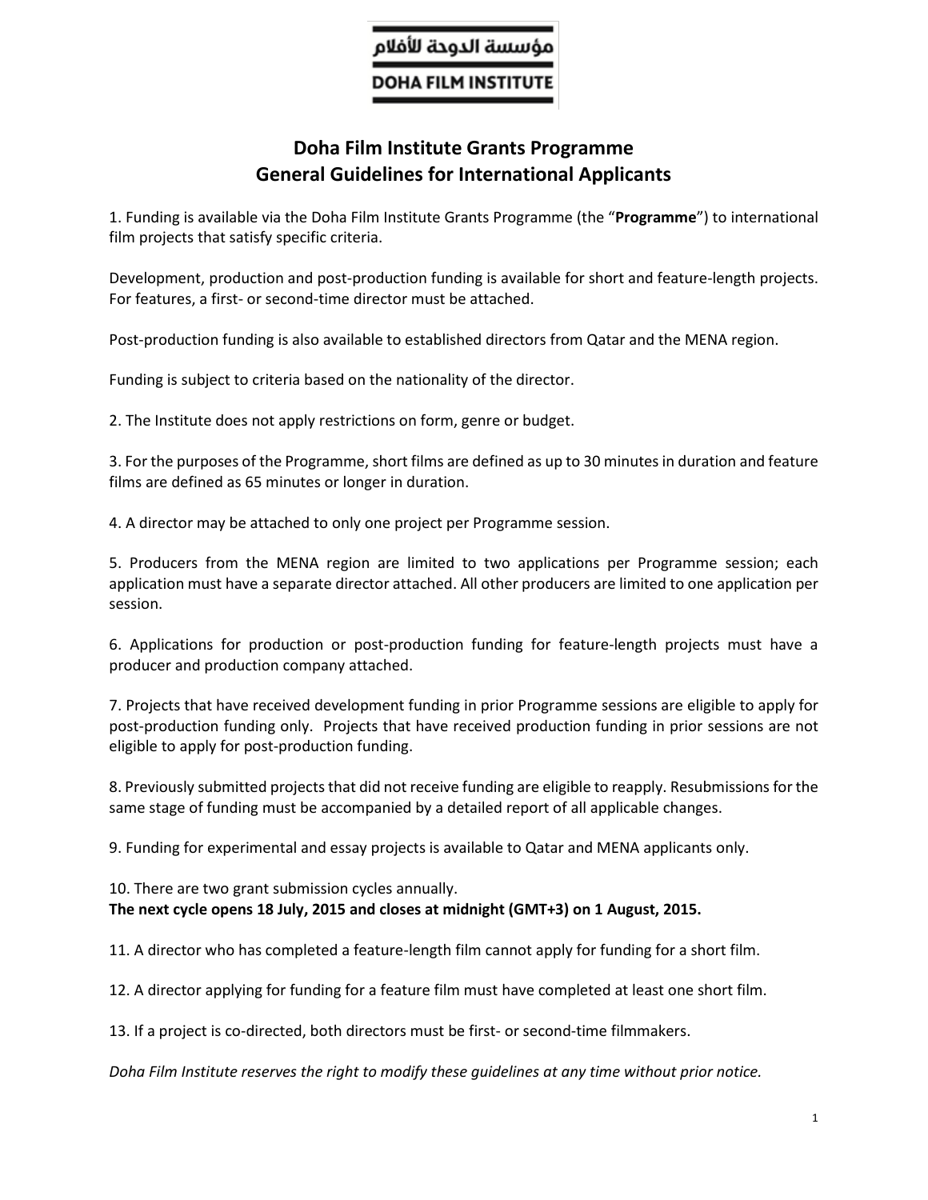مؤسسة الدوحة للأفلام

DOHA FILM INSTITUTE

# Doha Film Institute Grants Programme
# General Guidelines for International Applicants

1. Funding is available via the Doha Film Institute Grants Programme (the "**Programme**") to international film projects that satisfy specific criteria.

Development, production and post-production funding is available for short and feature-length projects. For features, a first- or second-time director must be attached.

Post-production funding is also available to established directors from Qatar and the MENA region.

Funding is subject to criteria based on the nationality of the director.

2. The Institute does not apply restrictions on form, genre or budget.

3. For the purposes of the Programme, short films are defined as up to 30 minutes in duration and feature films are defined as 65 minutes or longer in duration.

4. A director may be attached to only one project per Programme session.

5. Producers from the MENA region are limited to two applications per Programme session; each application must have a separate director attached. All other producers are limited to one application per session.

6. Applications for production or post-production funding for feature-length projects must have a producer and production company attached.

7. Projects that have received development funding in prior Programme sessions are eligible to apply for post-production funding only. Projects that have received production funding in prior sessions are not eligible to apply for post-production funding.

8. Previously submitted projects that did not receive funding are eligible to reapply. Resubmissions for the same stage of funding must be accompanied by a detailed report of all applicable changes.

9. Funding for experimental and essay projects is available to Qatar and MENA applicants only.

10. There are two grant submission cycles annually.
**The next cycle opens 18 July, 2015 and closes at midnight (GMT+3) on 1 August, 2015.**

11. A director who has completed a feature-length film cannot apply for funding for a short film.

12. A director applying for funding for a feature film must have completed at least one short film.

13. If a project is co-directed, both directors must be first- or second-time filmmakers.

*Doha Film Institute reserves the right to modify these guidelines at any time without prior notice.*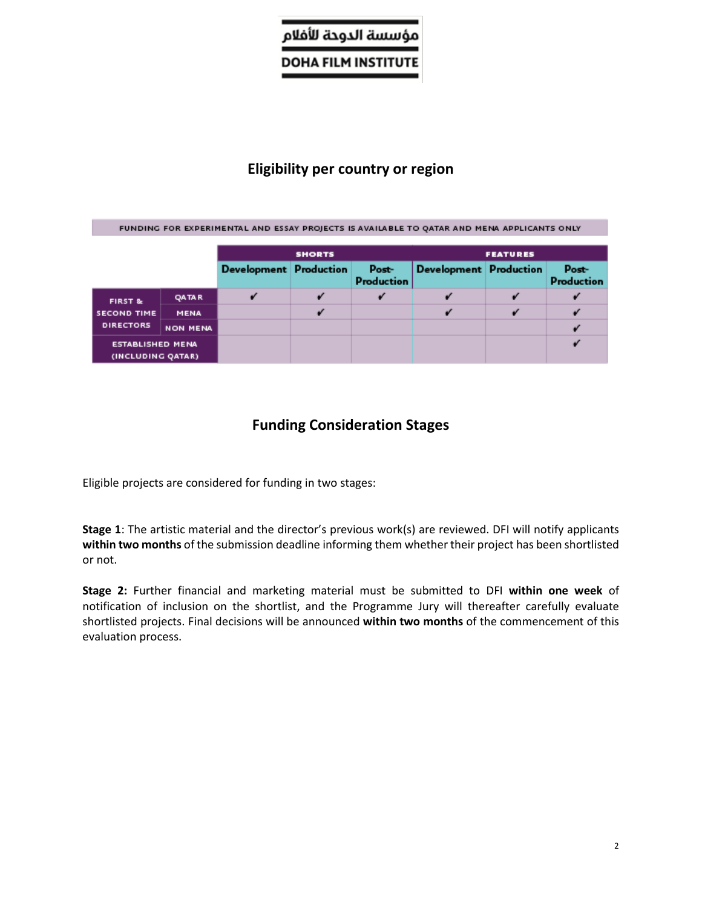# Eligibility per country or region

FUNDING FOR EXPERIMENTAL AND ESSAY PROJECTS IS AVAILABLE TO QATAR AND MENA APPLICANTS ONLY

| | | SHORTS | | | FEATURES | | |
|---|---|---|---|---|---|---|---|
| | | Development | Production | Post-Production | Development | Production | Post-Production |
| FIRST & SECOND TIME DIRECTORS | QATAR | ✔ | ✔ | ✔ | ✔ | ✔ | ✔ |
| | MENA | | ✔ | | ✔ | ✔ | ✔ |
| | NON MENA | | | | | | ✔ |
| ESTABLISHED MENA (INCLUDING QATAR) | | | | | | | ✔ |

# Funding Consideration Stages

Eligible projects are considered for funding in two stages:

**Stage 1**: The artistic material and the director's previous work(s) are reviewed. DFI will notify applicants **within two months** of the submission deadline informing them whether their project has been shortlisted or not.

**Stage 2:** Further financial and marketing material must be submitted to DFI **within one week** of notification of inclusion on the shortlist, and the Programme Jury will thereafter carefully evaluate shortlisted projects. Final decisions will be announced **within two months** of the commencement of this evaluation process.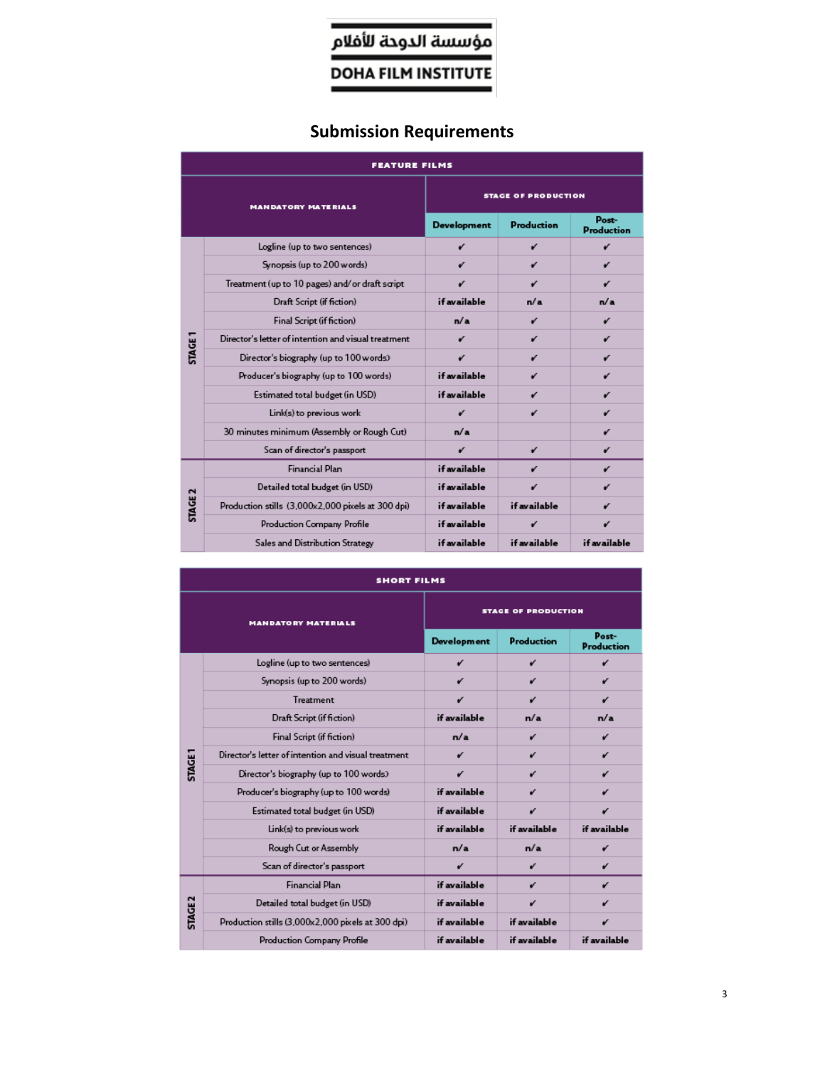مؤسسة الدوحة للأفلام

DOHA FILM INSTITUTE

## Submission Requirements

| FEATURE FILMS | | | | |
|---|---|---|---|---|
| MANDATORY MATERIALS | | STAGE OF PRODUCTION | | |
| | | Development | Production | Post-Production |
| STAGE 1 | Logline (up to two sentences) | ✔ | ✔ | ✔ |
| | Synopsis (up to 200 words) | ✔ | ✔ | ✔ |
| | Treatment (up to 10 pages) and/or draft script | ✔ | ✔ | ✔ |
| | Draft Script (if fiction) | if available | n/a | n/a |
| | Final Script (if fiction) | n/a | ✔ | ✔ |
| | Director's letter of intention and visual treatment | ✔ | ✔ | ✔ |
| | Director's biography (up to 100 words) | ✔ | ✔ | ✔ |
| | Producer's biography (up to 100 words) | if available | ✔ | ✔ |
| | Estimated total budget (in USD) | if available | ✔ | ✔ |
| | Link(s) to previous work | ✔ | ✔ | ✔ |
| | 30 minutes minimum (Assembly or Rough Cut) | n/a | | ✔ |
| | Scan of director's passport | ✔ | ✔ | ✔ |
| STAGE 2 | Financial Plan | if available | ✔ | ✔ |
| | Detailed total budget (in USD) | if available | ✔ | ✔ |
| | Production stills (3,000x2,000 pixels at 300 dpi) | if available | if available | ✔ |
| | Production Company Profile | if available | ✔ | ✔ |
| | Sales and Distribution Strategy | if available | if available | if available |

| SHORT FILMS | | | | |
|---|---|---|---|---|
| MANDATORY MATERIALS | | STAGE OF PRODUCTION | | |
| | | Development | Production | Post-Production |
| STAGE 1 | Logline (up to two sentences) | ✔ | ✔ | ✔ |
| | Synopsis (up to 200 words) | ✔ | ✔ | ✔ |
| | Treatment | ✔ | ✔ | ✔ |
| | Draft Script (if fiction) | if available | n/a | n/a |
| | Final Script (if fiction) | n/a | ✔ | ✔ |
| | Director's letter of intention and visual treatment | ✔ | ✔ | ✔ |
| | Director's biography (up to 100 words) | ✔ | ✔ | ✔ |
| | Producer's biography (up to 100 words) | if available | ✔ | ✔ |
| | Estimated total budget (in USD) | if available | ✔ | ✔ |
| | Link(s) to previous work | if available | if available | if available |
| | Rough Cut or Assembly | n/a | n/a | ✔ |
| | Scan of director's passport | ✔ | ✔ | ✔ |
| STAGE 2 | Financial Plan | if available | ✔ | ✔ |
| | Detailed total budget (in USD) | if available | ✔ | ✔ |
| | Production stills (3,000x2,000 pixels at 300 dpi) | if available | if available | ✔ |
| | Production Company Profile | if available | if available | if available |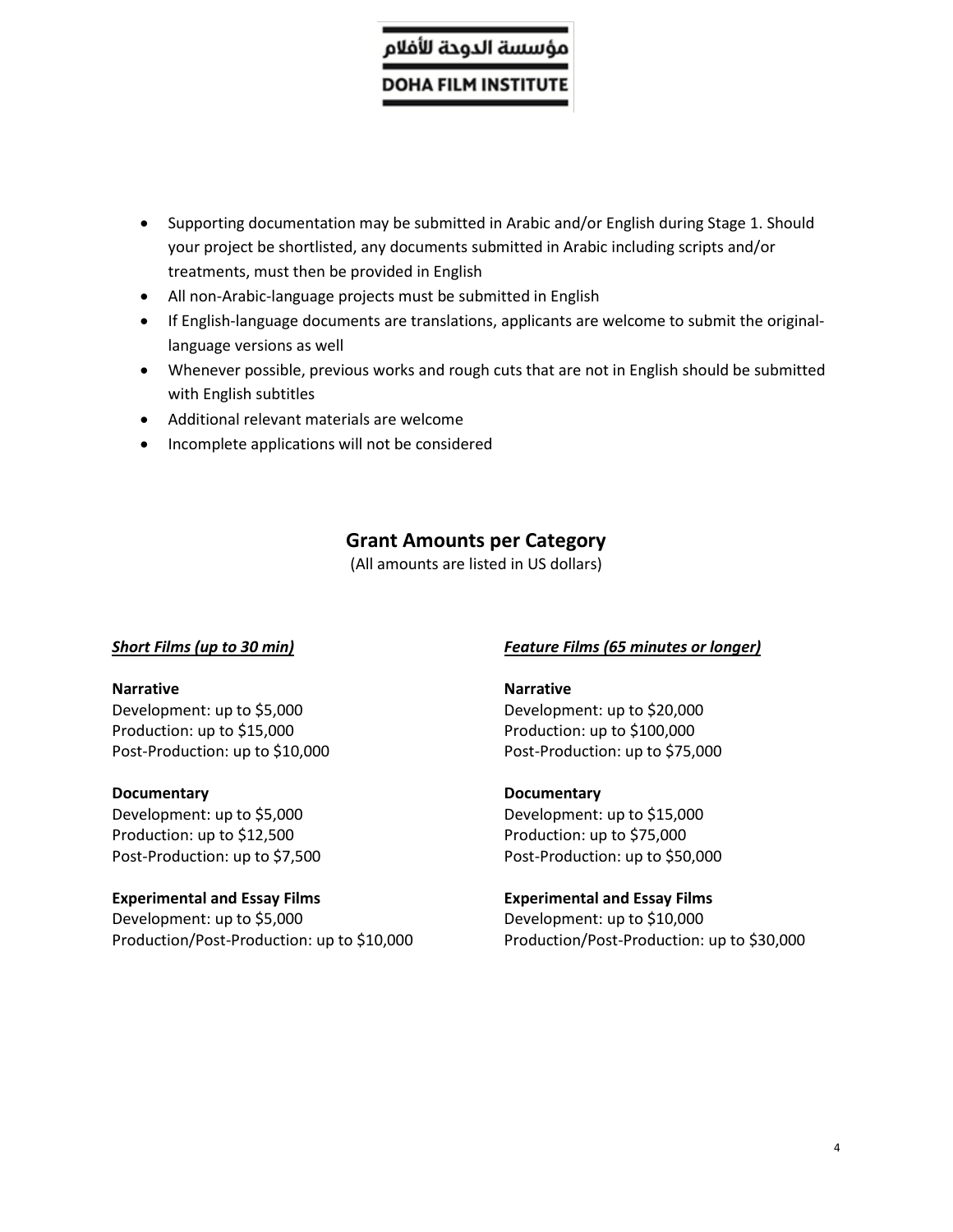- Supporting documentation may be submitted in Arabic and/or English during Stage 1. Should your project be shortlisted, any documents submitted in Arabic including scripts and/or treatments, must then be provided in English
- All non-Arabic-language projects must be submitted in English
- If English-language documents are translations, applicants are welcome to submit the original-language versions as well
- Whenever possible, previous works and rough cuts that are not in English should be submitted with English subtitles
- Additional relevant materials are welcome
- Incomplete applications will not be considered

## Grant Amounts per Category

(All amounts are listed in US dollars)

***Short Films (up to 30 min)***

**Narrative**
Development: up to $5,000
Production: up to $15,000
Post-Production: up to $10,000

**Documentary**
Development: up to $5,000
Production: up to $12,500
Post-Production: up to $7,500

**Experimental and Essay Films**
Development: up to $5,000
Production/Post-Production: up to $10,000

***Feature Films (65 minutes or longer)***

**Narrative**
Development: up to $20,000
Production: up to $100,000
Post-Production: up to $75,000

**Documentary**
Development: up to $15,000
Production: up to $75,000
Post-Production: up to $50,000

**Experimental and Essay Films**
Development: up to $10,000
Production/Post-Production: up to $30,000